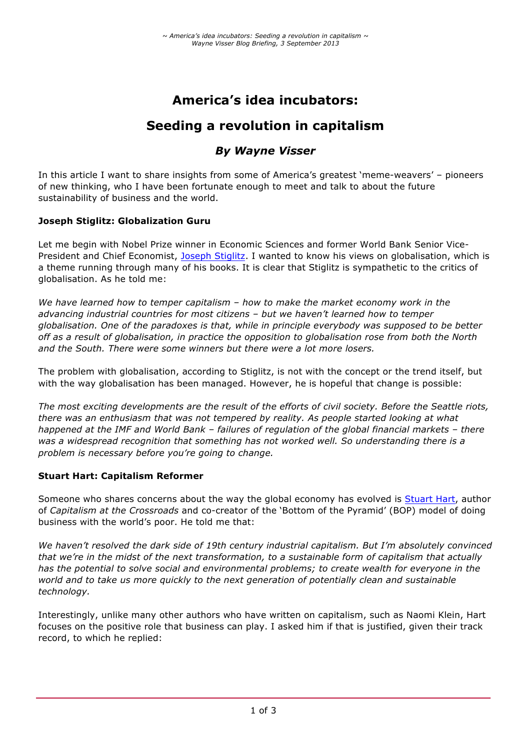# America's idea incubators:

# Seeding a revolution in capitalism

### *By Wayne Visser*

In this article I want to share insights from some of America's greatest 'meme-weavers' – pioneers of new thinking, who I have been fortunate enough to meet and talk to about the future sustainability of business and the world.

**Joseph Stiglitz: Globalization Guru**

Let me begin with Nobel Prize winner in Economic Sciences and former World Bank Senior Vice-President and Chief Economist, Joseph Stiglitz. I wanted to know his views on globalisation, which is a theme running through many of his books. It is clear that Stiglitz is sympathetic to the critics of globalisation. As he told me:

*We have learned how to temper capitalism – how to make the market economy work in the advancing industrial countries for most citizens – but we haven't learned how to temper globalisation. One of the paradoxes is that, while in principle everybody was supposed to be better off as a result of globalisation, in practice the opposition to globalisation rose from both the North and the South. There were some winners but there were a lot more losers.*

The problem with globalisation, according to Stiglitz, is not with the concept or the trend itself, but with the way globalisation has been managed. However, he is hopeful that change is possible:

*The most exciting developments are the result of the efforts of civil society. Before the Seattle riots, there was an enthusiasm that was not tempered by reality. As people started looking at what happened at the IMF and World Bank – failures of regulation of the global financial markets – there was a widespread recognition that something has not worked well. So understanding there is a problem is necessary before you're going to change.*

**Stuart Hart: Capitalism Reformer**

Someone who shares concerns about the way the global economy has evolved is Stuart Hart, author of *Capitalism at the Crossroads* and co-creator of the 'Bottom of the Pyramid' (BOP) model of doing business with the world's poor. He told me that:

*We haven't resolved the dark side of 19th century industrial capitalism. But I'm absolutely convinced that we're in the midst of the next transformation, to a sustainable form of capitalism that actually has the potential to solve social and environmental problems; to create wealth for everyone in the world and to take us more quickly to the next generation of potentially clean and sustainable technology.*

Interestingly, unlike many other authors who have written on capitalism, such as Naomi Klein, Hart focuses on the positive role that business can play. I asked him if that is justified, given their track record, to which he replied: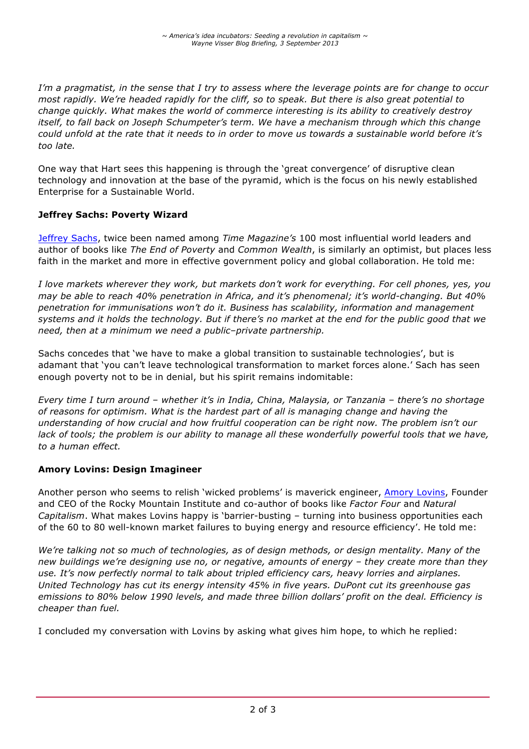*I'm a pragmatist, in the sense that I try to assess where the leverage points are for change to occur most rapidly. We're headed rapidly for the cliff, so to speak. But there is also great potential to change quickly. What makes the world of commerce interesting is its ability to creatively destroy itself, to fall back on Joseph Schumpeter's term. We have a mechanism through which this change could unfold at the rate that it needs to in order to move us towards a sustainable world before it's too late.*

One way that Hart sees this happening is through the 'great convergence' of disruptive clean technology and innovation at the base of the pyramid, which is the focus on his newly established Enterprise for a Sustainable World.

**Jeffrey Sachs: Poverty Wizard**

Jeffrey Sachs, twice been named among *Time Magazine's* 100 most influential world leaders and author of books like *The End of Poverty* and *Common Wealth*, is similarly an optimist, but places less faith in the market and more in effective government policy and global collaboration. He told me:

*I love markets wherever they work, but markets don't work for everything. For cell phones, yes, you may be able to reach 40% penetration in Africa, and it's phenomenal; it's world-changing. But 40% penetration for immunisations won't do it. Business has scalability, information and management systems and it holds the technology. But if there's no market at the end for the public good that we need, then at a minimum we need a public–private partnership.*

Sachs concedes that 'we have to make a global transition to sustainable technologies', but is adamant that 'you can't leave technological transformation to market forces alone.' Sach has seen enough poverty not to be in denial, but his spirit remains indomitable:

*Every time I turn around – whether it's in India, China, Malaysia, or Tanzania – there's no shortage of reasons for optimism. What is the hardest part of all is managing change and having the understanding of how crucial and how fruitful cooperation can be right now. The problem isn't our lack of tools; the problem is our ability to manage all these wonderfully powerful tools that we have, to a human effect.*

**Amory Lovins: Design Imagineer**

Another person who seems to relish 'wicked problems' is maverick engineer, Amory Lovins, Founder and CEO of the Rocky Mountain Institute and co-author of books like *Factor Four* and *Natural Capitalism*. What makes Lovins happy is 'barrier-busting – turning into business opportunities each of the 60 to 80 well-known market failures to buying energy and resource efficiency'. He told me:

*We're talking not so much of technologies, as of design methods, or design mentality. Many of the new buildings we're designing use no, or negative, amounts of energy – they create more than they use. It's now perfectly normal to talk about tripled efficiency cars, heavy lorries and airplanes. United Technology has cut its energy intensity 45% in five years. DuPont cut its greenhouse gas emissions to 80% below 1990 levels, and made three billion dollars' profit on the deal. Efficiency is cheaper than fuel.*

I concluded my conversation with Lovins by asking what gives him hope, to which he replied: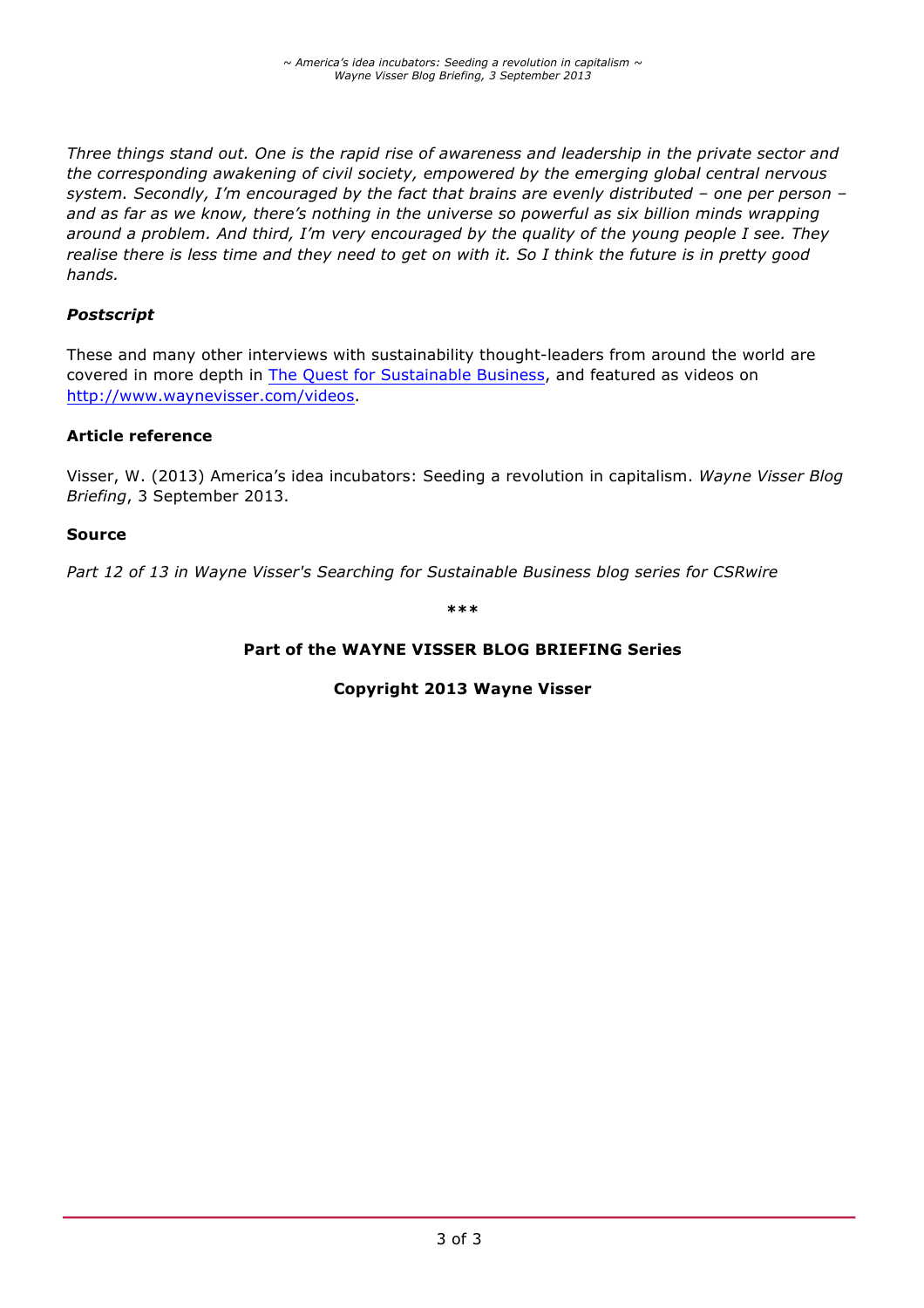*Three things stand out. One is the rapid rise of awareness and leadership in the private sector and the corresponding awakening of civil society, empowered by the emerging global central nervous system. Secondly, I'm encouraged by the fact that brains are evenly distributed – one per person – and as far as we know, there's nothing in the universe so powerful as six billion minds wrapping around a problem. And third, I'm very encouraged by the quality of the young people I see. They realise there is less time and they need to get on with it. So I think the future is in pretty good hands.*

### *Postscript*

These and many other interviews with sustainability thought-leaders from around the world are covered in more depth in The Quest for Sustainable Business, and featured as videos on http://www.waynevisser.com/videos.

### Article reference

Visser, W. (2013) America's idea incubators: Seeding a revolution in capitalism. *Wayne Visser Blog Briefing*, 3 September 2013.

### Source

*Part 12 of 13 in Wayne Visser's Searching for Sustainable Business blog series for CSRwire*

***

**Part of the WAYNE VISSER BLOG BRIEFING Series**

**Copyright 2013 Wayne Visser**